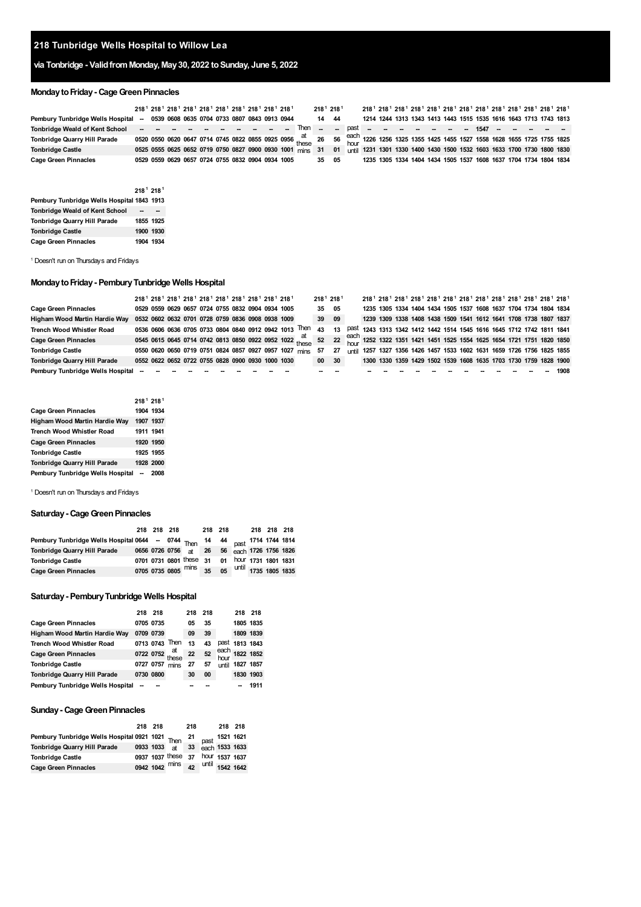# 218 Tunbridge Wells Hospital to Willow Lea

## via Tonbridge - Valid from Monday, May 30, 2022 to Sunday, June 5, 2022

### Monday to Friday - Cage Green Pinnacles

| | 218[1] | 218[1] | 218[1] | 218[1] | 218[1] | 218[1] | 218[1] | 218[1] | 218[1] | 218[1] | | 218[1] | 218[1] | | 218[1] | 218[1] | 218[1] | 218[1] | 218[1] | 218[1] | 218[1] | 218[1] | 218[1] | 218[1] | 218[1] | 218[1] | 218[1] |
|---|---|---|---|---|---|---|---|---|---|---|---|---|---|---|---|---|---|---|---|---|---|---|---|---|---|---|---|
| Pembury Tunbridge Wells Hospital | -- | 0539 | 0608 | 0635 | 0704 | 0733 | 0807 | 0843 | 0913 | 0944 | Then | 14 | 44 | past | 1214 | 1244 | 1313 | 1343 | 1413 | 1443 | 1515 | 1535 | 1616 | 1643 | 1713 | 1743 | 1813 |
| Tonbridge Weald of Kent School | -- | -- | -- | -- | -- | -- | -- | -- | -- | -- | at | -- | -- | each | -- | -- | -- | -- | -- | -- | -- | 1547 | -- | -- | -- | -- | -- |
| Tonbridge Quarry Hill Parade | 0520 | 0550 | 0620 | 0647 | 0714 | 0745 | 0822 | 0855 | 0925 | 0956 | these | 26 | 56 | hour | 1226 | 1256 | 1325 | 1355 | 1425 | 1455 | 1527 | 1558 | 1628 | 1655 | 1725 | 1755 | 1825 |
| Tonbridge Castle | 0525 | 0555 | 0625 | 0652 | 0719 | 0750 | 0827 | 0900 | 0930 | 1001 | mins | 31 | 01 | until | 1231 | 1301 | 1330 | 1400 | 1430 | 1500 | 1532 | 1603 | 1633 | 1700 | 1730 | 1800 | 1830 |
| Cage Green Pinnacles | 0529 | 0559 | 0629 | 0657 | 0724 | 0755 | 0832 | 0904 | 0934 | 1005 | | 35 | 05 | | 1235 | 1305 | 1334 | 1404 | 1434 | 1505 | 1537 | 1608 | 1637 | 1704 | 1734 | 1804 | 1834 |

| | 218[1] | 218[1] |
|---|---|---|
| Pembury Tunbridge Wells Hospital | 1843 | 1913 |
| Tonbridge Weald of Kent School | -- | -- |
| Tonbridge Quarry Hill Parade | 1855 | 1925 |
| Tonbridge Castle | 1900 | 1930 |
| Cage Green Pinnacles | 1904 | 1934 |

[1] Doesn't run on Thursdays and Fridays

### Monday to Friday - Pembury Tunbridge Wells Hospital

| | 218[1] | 218[1] | 218[1] | 218[1] | 218[1] | 218[1] | 218[1] | 218[1] | 218[1] | 218[1] | | 218[1] | 218[1] | | 218[1] | 218[1] | 218[1] | 218[1] | 218[1] | 218[1] | 218[1] | 218[1] | 218[1] | 218[1] | 218[1] | 218[1] | 218[1] |
|---|---|---|---|---|---|---|---|---|---|---|---|---|---|---|---|---|---|---|---|---|---|---|---|---|---|---|---|
| Cage Green Pinnacles | 0529 | 0559 | 0629 | 0657 | 0724 | 0755 | 0832 | 0904 | 0934 | 1005 | | 35 | 05 | | 1235 | 1305 | 1334 | 1404 | 1434 | 1505 | 1537 | 1608 | 1637 | 1704 | 1734 | 1804 | 1834 |
| Higham Wood Martin Hardie Way | 0532 | 0602 | 0632 | 0701 | 0728 | 0759 | 0836 | 0908 | 0938 | 1009 | Then | 39 | 09 | past | 1239 | 1309 | 1338 | 1408 | 1438 | 1509 | 1541 | 1612 | 1641 | 1708 | 1738 | 1807 | 1837 |
| Trench Wood Whistler Road | 0536 | 0606 | 0636 | 0705 | 0733 | 0804 | 0840 | 0912 | 0942 | 1013 | at | 43 | 13 | each | 1243 | 1313 | 1342 | 1412 | 1442 | 1514 | 1545 | 1616 | 1645 | 1712 | 1742 | 1811 | 1841 |
| Cage Green Pinnacles | 0545 | 0615 | 0645 | 0714 | 0742 | 0813 | 0850 | 0922 | 0952 | 1022 | these | 52 | 22 | hour | 1252 | 1322 | 1351 | 1421 | 1451 | 1525 | 1554 | 1625 | 1654 | 1721 | 1751 | 1820 | 1850 |
| Tonbridge Castle | 0550 | 0620 | 0650 | 0719 | 0751 | 0824 | 0857 | 0927 | 0957 | 1027 | mins | 57 | 27 | until | 1257 | 1327 | 1356 | 1426 | 1457 | 1533 | 1602 | 1631 | 1659 | 1726 | 1756 | 1825 | 1855 |
| Tonbridge Quarry Hill Parade | 0552 | 0622 | 0652 | 0722 | 0755 | 0828 | 0900 | 0930 | 1000 | 1030 | | 00 | 30 | | 1300 | 1330 | 1359 | 1429 | 1502 | 1539 | 1608 | 1635 | 1703 | 1730 | 1759 | 1828 | 1900 |
| Pembury Tunbridge Wells Hospital | -- | -- | -- | -- | -- | -- | -- | -- | -- | -- | | -- | -- | | -- | -- | -- | -- | -- | -- | -- | -- | -- | -- | -- | -- | 1908 |

| | 218[1] | 218[1] |
|---|---|---|
| Cage Green Pinnacles | 1904 | 1934 |
| Higham Wood Martin Hardie Way | 1907 | 1937 |
| Trench Wood Whistler Road | 1911 | 1941 |
| Cage Green Pinnacles | 1920 | 1950 |
| Tonbridge Castle | 1925 | 1955 |
| Tonbridge Quarry Hill Parade | 1928 | 2000 |
| Pembury Tunbridge Wells Hospital | -- | 2008 |

[1] Doesn't run on Thursdays and Fridays

### Saturday - Cage Green Pinnacles

| | 218 | 218 | 218 | | 218 | 218 | | 218 | 218 | 218 |
|---|---|---|---|---|---|---|---|---|---|---|
| Pembury Tunbridge Wells Hospital | 0644 | -- | 0744 | Then | 14 | 44 | past | 1714 | 1744 | 1814 |
| Tonbridge Quarry Hill Parade | 0656 | 0726 | 0756 | at | 26 | 56 | each | 1726 | 1756 | 1826 |
| Tonbridge Castle | 0701 | 0731 | 0801 | these | 31 | 01 | hour | 1731 | 1801 | 1831 |
| Cage Green Pinnacles | 0705 | 0735 | 0805 | mins | 35 | 05 | until | 1735 | 1805 | 1835 |

### Saturday - Pembury Tunbridge Wells Hospital

| | 218 | 218 | | 218 | 218 | | 218 | 218 |
|---|---|---|---|---|---|---|---|---|
| Cage Green Pinnacles | 0705 | 0735 | | 05 | 35 | | 1805 | 1835 |
| Higham Wood Martin Hardie Way | 0709 | 0739 | | 09 | 39 | | 1809 | 1839 |
| Trench Wood Whistler Road | 0713 | 0743 | Then | 13 | 43 | past | 1813 | 1843 |
| Cage Green Pinnacles | 0722 | 0752 | at these | 22 | 52 | each hour | 1822 | 1852 |
| Tonbridge Castle | 0727 | 0757 | mins | 27 | 57 | until | 1827 | 1857 |
| Tonbridge Quarry Hill Parade | 0730 | 0800 | | 30 | 00 | | 1830 | 1903 |
| Pembury Tunbridge Wells Hospital | -- | -- | | -- | -- | | -- | 1911 |

### Sunday - Cage Green Pinnacles

| | 218 | 218 | | 218 | | 218 | 218 |
|---|---|---|---|---|---|---|---|
| Pembury Tunbridge Wells Hospital | 0921 | 1021 | Then | 21 | past | 1521 | 1621 |
| Tonbridge Quarry Hill Parade | 0933 | 1033 | at | 33 | each | 1533 | 1633 |
| Tonbridge Castle | 0937 | 1037 | these | 37 | hour | 1537 | 1637 |
| Cage Green Pinnacles | 0942 | 1042 | mins | 42 | until | 1542 | 1642 |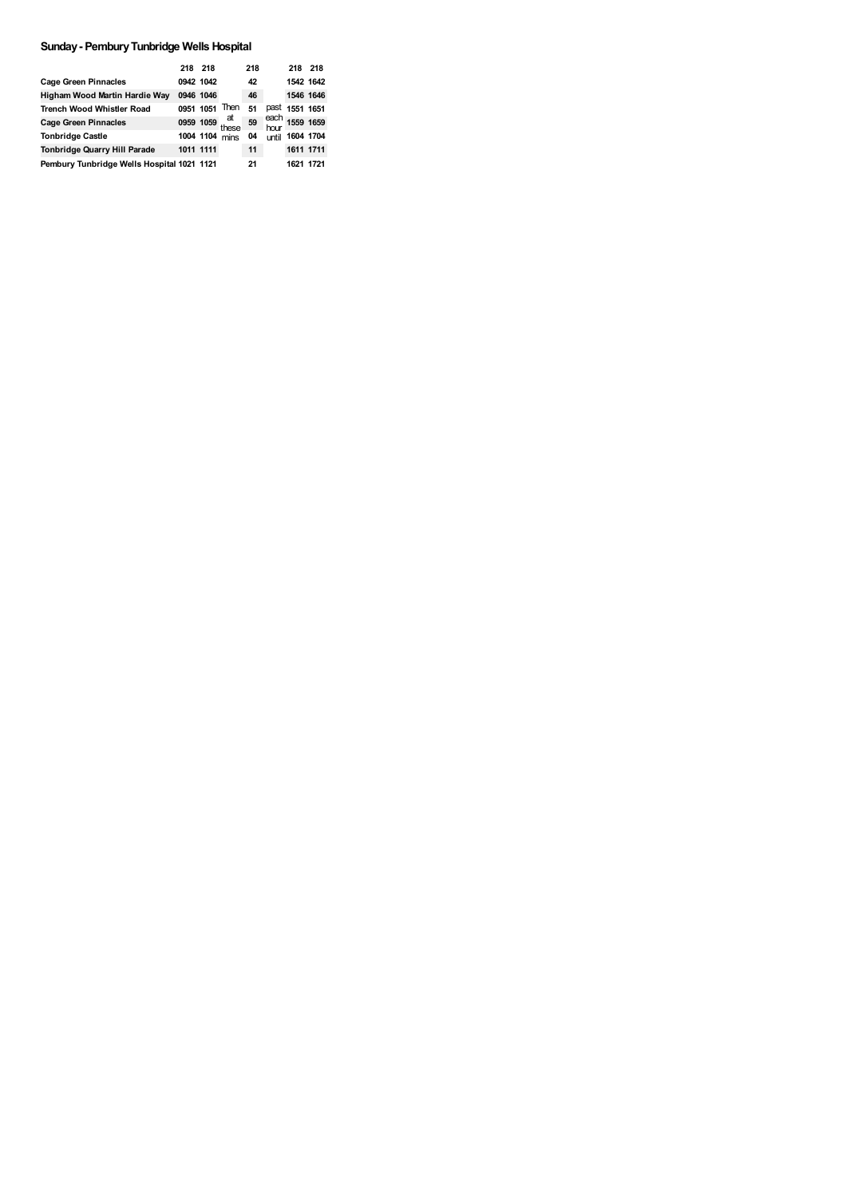## Sunday - Pembury Tunbridge Wells Hospital

| | 218 | 218 | | 218 | | 218 | 218 |
|---|---|---|---|---|---|---|---|
| Cage Green Pinnacles | 0942 | 1042 | | 42 | | 1542 | 1642 |
| Higham Wood Martin Hardie Way | 0946 | 1046 | | 46 | | 1546 | 1646 |
| Trench Wood Whistler Road | 0951 | 1051 | Then | 51 | past | 1551 | 1651 |
| Cage Green Pinnacles | 0959 | 1059 | at these | 59 | each hour | 1559 | 1659 |
| Tonbridge Castle | 1004 | 1104 | mins | 04 | until | 1604 | 1704 |
| Tonbridge Quarry Hill Parade | 1011 | 1111 | | 11 | | 1611 | 1711 |
| Pembury Tunbridge Wells Hospital | 1021 | 1121 | | 21 | | 1621 | 1721 |